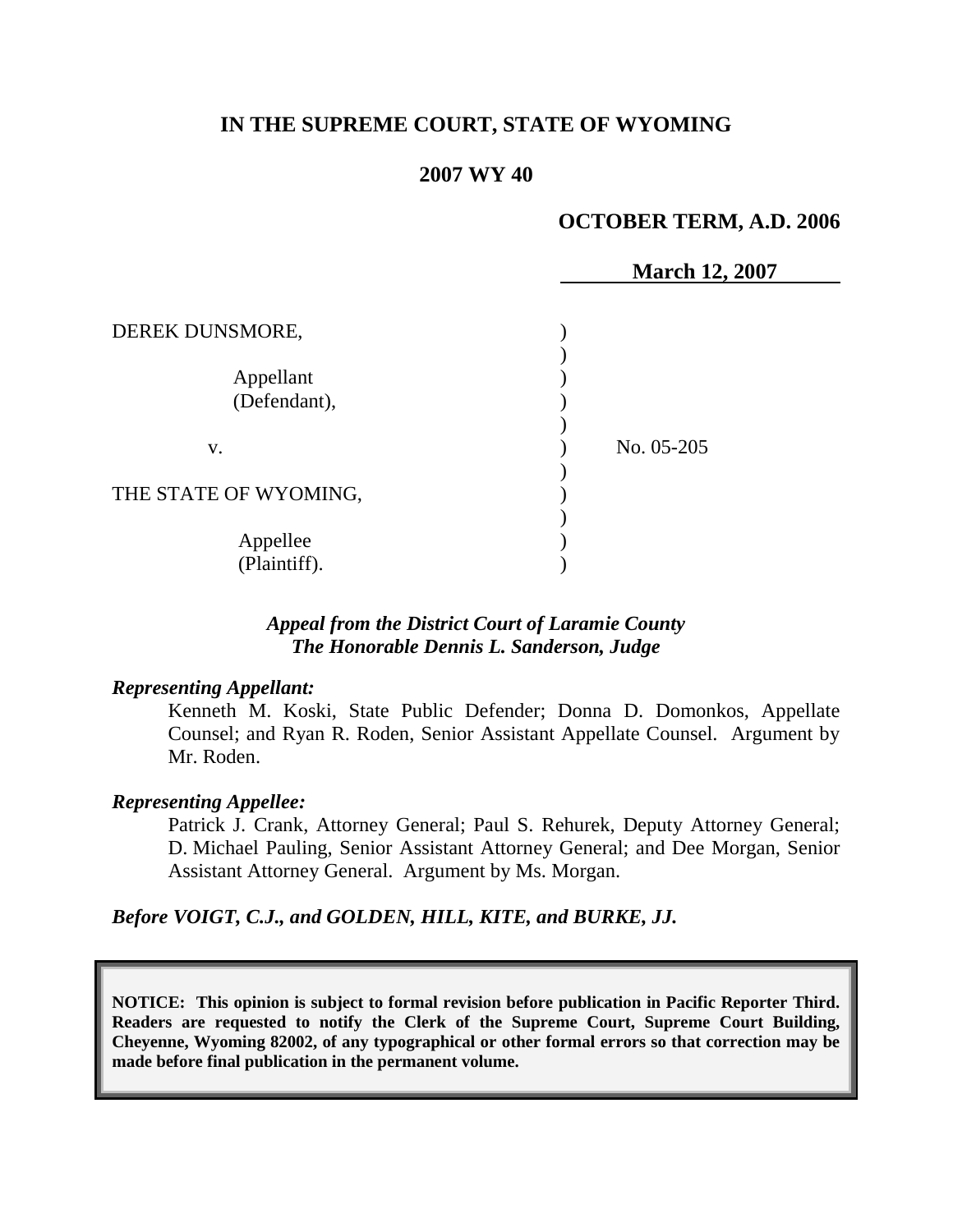# IN THE SUPREME COURT, STATE OF WYOMING

## 2007 WY 40

**OCTOBER TERM, A.D. 2006**

**March 12, 2007**

DEREK DUNSMORE,

Appellant (Defendant),

v. No. 05-205

THE STATE OF WYOMING,

Appellee (Plaintiff).

***Appeal from the District Court of Laramie County***
***The Honorable Dennis L. Sanderson, Judge***

***Representing Appellant:***

Kenneth M. Koski, State Public Defender; Donna D. Domonkos, Appellate Counsel; and Ryan R. Roden, Senior Assistant Appellate Counsel. Argument by Mr. Roden.

***Representing Appellee:***

Patrick J. Crank, Attorney General; Paul S. Rehurek, Deputy Attorney General; D. Michael Pauling, Senior Assistant Attorney General; and Dee Morgan, Senior Assistant Attorney General. Argument by Ms. Morgan.

***Before VOIGT, C.J., and GOLDEN, HILL, KITE, and BURKE, JJ.***

**NOTICE: This opinion is subject to formal revision before publication in Pacific Reporter Third. Readers are requested to notify the Clerk of the Supreme Court, Supreme Court Building, Cheyenne, Wyoming 82002, of any typographical or other formal errors so that correction may be made before final publication in the permanent volume.**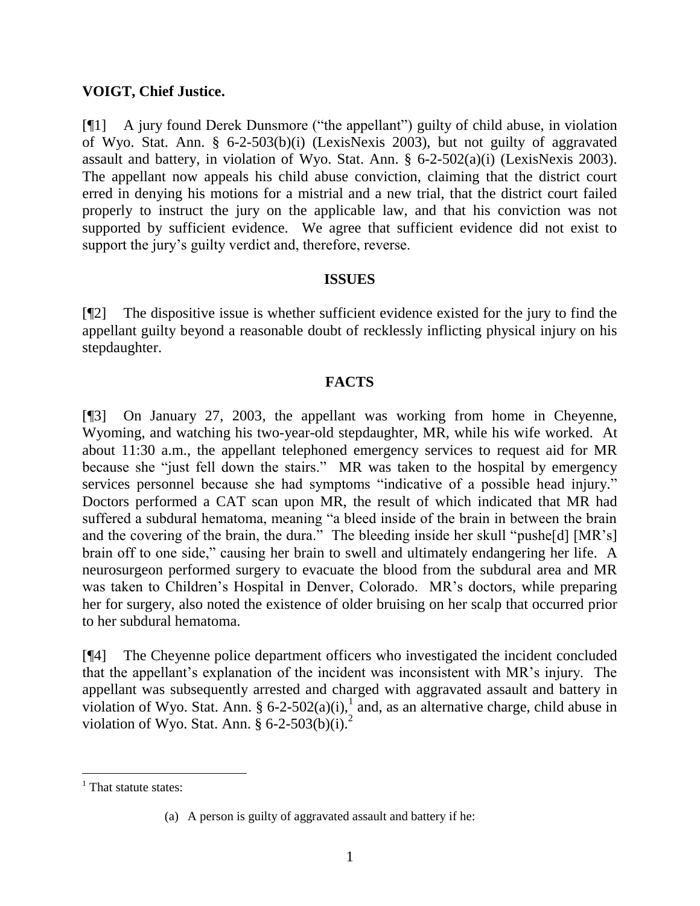**VOIGT, Chief Justice.**

[¶1] A jury found Derek Dunsmore ("the appellant") guilty of child abuse, in violation of Wyo. Stat. Ann. § 6-2-503(b)(i) (LexisNexis 2003), but not guilty of aggravated assault and battery, in violation of Wyo. Stat. Ann. § 6-2-502(a)(i) (LexisNexis 2003). The appellant now appeals his child abuse conviction, claiming that the district court erred in denying his motions for a mistrial and a new trial, that the district court failed properly to instruct the jury on the applicable law, and that his conviction was not supported by sufficient evidence. We agree that sufficient evidence did not exist to support the jury's guilty verdict and, therefore, reverse.

## ISSUES

[¶2] The dispositive issue is whether sufficient evidence existed for the jury to find the appellant guilty beyond a reasonable doubt of recklessly inflicting physical injury on his stepdaughter.

## FACTS

[¶3] On January 27, 2003, the appellant was working from home in Cheyenne, Wyoming, and watching his two-year-old stepdaughter, MR, while his wife worked. At about 11:30 a.m., the appellant telephoned emergency services to request aid for MR because she "just fell down the stairs." MR was taken to the hospital by emergency services personnel because she had symptoms "indicative of a possible head injury." Doctors performed a CAT scan upon MR, the result of which indicated that MR had suffered a subdural hematoma, meaning "a bleed inside of the brain in between the brain and the covering of the brain, the dura." The bleeding inside her skull "pushe[d] [MR's] brain off to one side," causing her brain to swell and ultimately endangering her life. A neurosurgeon performed surgery to evacuate the blood from the subdural area and MR was taken to Children's Hospital in Denver, Colorado. MR's doctors, while preparing her for surgery, also noted the existence of older bruising on her scalp that occurred prior to her subdural hematoma.

[¶4] The Cheyenne police department officers who investigated the incident concluded that the appellant's explanation of the incident was inconsistent with MR's injury. The appellant was subsequently arrested and charged with aggravated assault and battery in violation of Wyo. Stat. Ann. § 6-2-502(a)(i),[1] and, as an alternative charge, child abuse in violation of Wyo. Stat. Ann. § 6-2-503(b)(i).[2]

---

[1] That statute states:

> (a) A person is guilty of aggravated assault and battery if he: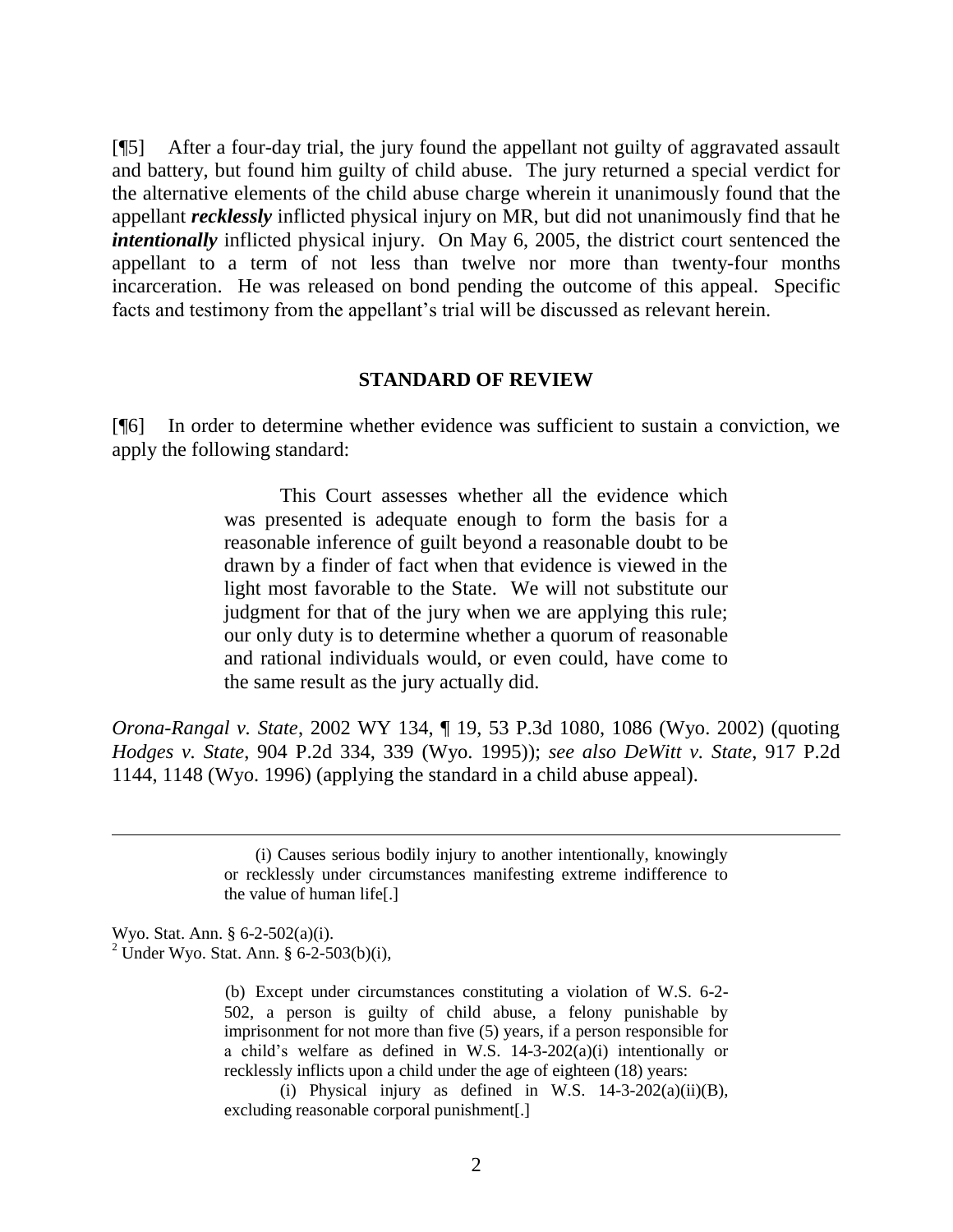[¶5] After a four-day trial, the jury found the appellant not guilty of aggravated assault and battery, but found him guilty of child abuse. The jury returned a special verdict for the alternative elements of the child abuse charge wherein it unanimously found that the appellant ***recklessly*** inflicted physical injury on MR, but did not unanimously find that he ***intentionally*** inflicted physical injury. On May 6, 2005, the district court sentenced the appellant to a term of not less than twelve nor more than twenty-four months incarceration. He was released on bond pending the outcome of this appeal. Specific facts and testimony from the appellant's trial will be discussed as relevant herein.

## STANDARD OF REVIEW

[¶6] In order to determine whether evidence was sufficient to sustain a conviction, we apply the following standard:

> This Court assesses whether all the evidence which was presented is adequate enough to form the basis for a reasonable inference of guilt beyond a reasonable doubt to be drawn by a finder of fact when that evidence is viewed in the light most favorable to the State. We will not substitute our judgment for that of the jury when we are applying this rule; our only duty is to determine whether a quorum of reasonable and rational individuals would, or even could, have come to the same result as the jury actually did.

*Orona-Rangal v. State*, 2002 WY 134, ¶ 19, 53 P.3d 1080, 1086 (Wyo. 2002) (quoting *Hodges v. State*, 904 P.2d 334, 339 (Wyo. 1995)); *see also DeWitt v. State*, 917 P.2d 1144, 1148 (Wyo. 1996) (applying the standard in a child abuse appeal).

---

> (i) Causes serious bodily injury to another intentionally, knowingly or recklessly under circumstances manifesting extreme indifference to the value of human life[.]

Wyo. Stat. Ann. § 6-2-502(a)(i).

[2] Under Wyo. Stat. Ann. § 6-2-503(b)(i),

> (b) Except under circumstances constituting a violation of W.S. 6-2-502, a person is guilty of child abuse, a felony punishable by imprisonment for not more than five (5) years, if a person responsible for a child's welfare as defined in W.S. 14-3-202(a)(i) intentionally or recklessly inflicts upon a child under the age of eighteen (18) years:
>
> (i) Physical injury as defined in W.S. 14-3-202(a)(ii)(B), excluding reasonable corporal punishment[.]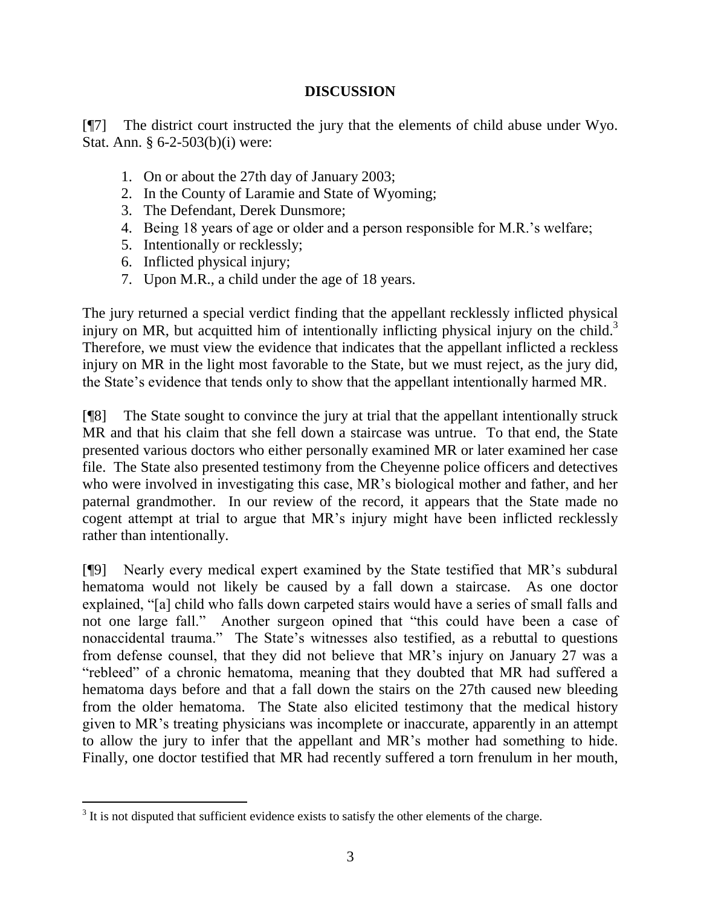## DISCUSSION

[¶7] The district court instructed the jury that the elements of child abuse under Wyo. Stat. Ann. § 6-2-503(b)(i) were:

1. On or about the 27th day of January 2003;
2. In the County of Laramie and State of Wyoming;
3. The Defendant, Derek Dunsmore;
4. Being 18 years of age or older and a person responsible for M.R.'s welfare;
5. Intentionally or recklessly;
6. Inflicted physical injury;
7. Upon M.R., a child under the age of 18 years.

The jury returned a special verdict finding that the appellant recklessly inflicted physical injury on MR, but acquitted him of intentionally inflicting physical injury on the child.[3] Therefore, we must view the evidence that indicates that the appellant inflicted a reckless injury on MR in the light most favorable to the State, but we must reject, as the jury did, the State's evidence that tends only to show that the appellant intentionally harmed MR.

[¶8] The State sought to convince the jury at trial that the appellant intentionally struck MR and that his claim that she fell down a staircase was untrue. To that end, the State presented various doctors who either personally examined MR or later examined her case file. The State also presented testimony from the Cheyenne police officers and detectives who were involved in investigating this case, MR's biological mother and father, and her paternal grandmother. In our review of the record, it appears that the State made no cogent attempt at trial to argue that MR's injury might have been inflicted recklessly rather than intentionally.

[¶9] Nearly every medical expert examined by the State testified that MR's subdural hematoma would not likely be caused by a fall down a staircase. As one doctor explained, "[a] child who falls down carpeted stairs would have a series of small falls and not one large fall." Another surgeon opined that "this could have been a case of nonaccidental trauma." The State's witnesses also testified, as a rebuttal to questions from defense counsel, that they did not believe that MR's injury on January 27 was a "rebleed" of a chronic hematoma, meaning that they doubted that MR had suffered a hematoma days before and that a fall down the stairs on the 27th caused new bleeding from the older hematoma. The State also elicited testimony that the medical history given to MR's treating physicians was incomplete or inaccurate, apparently in an attempt to allow the jury to infer that the appellant and MR's mother had something to hide. Finally, one doctor testified that MR had recently suffered a torn frenulum in her mouth,

[3] It is not disputed that sufficient evidence exists to satisfy the other elements of the charge.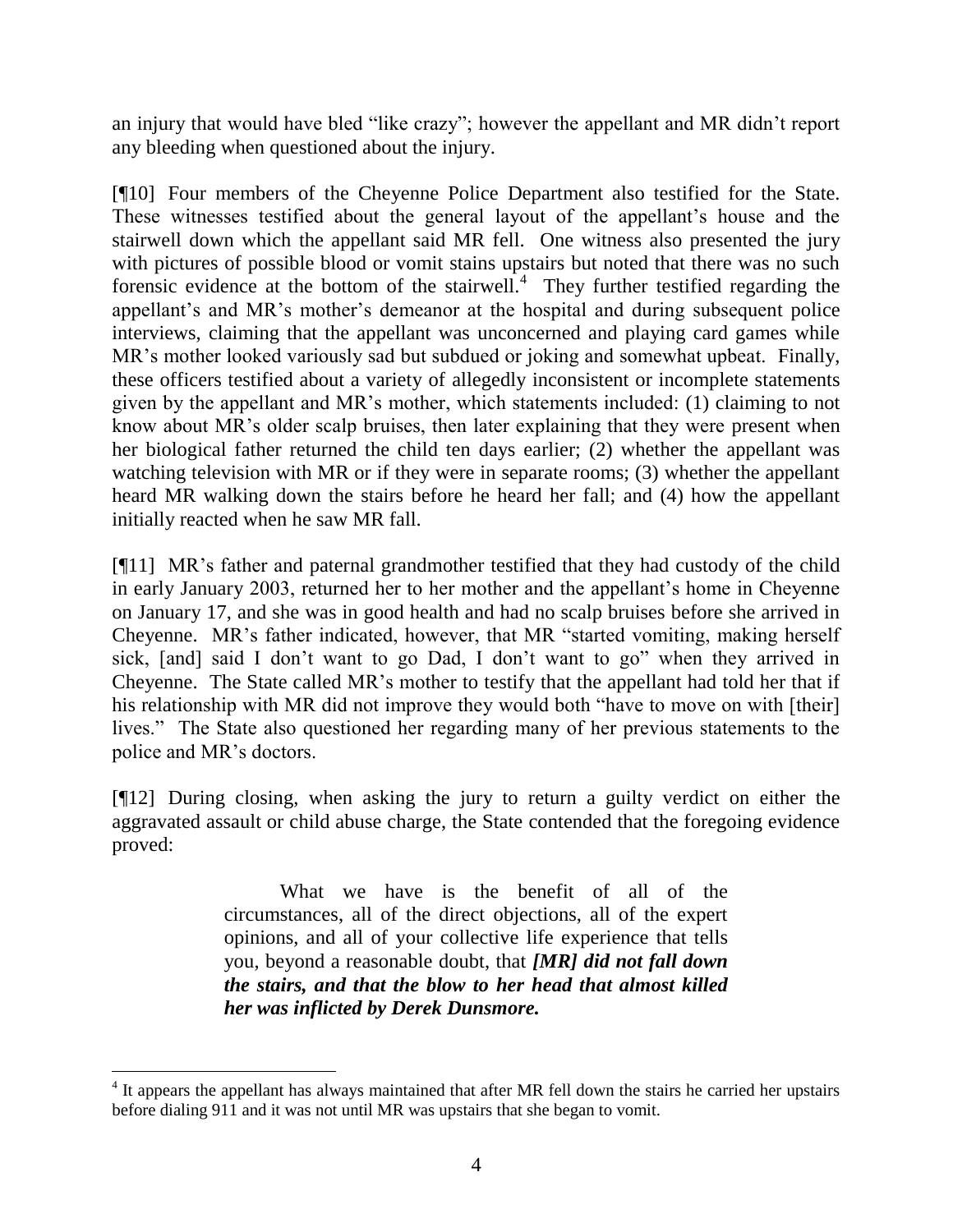an injury that would have bled "like crazy"; however the appellant and MR didn't report any bleeding when questioned about the injury.

[¶10] Four members of the Cheyenne Police Department also testified for the State. These witnesses testified about the general layout of the appellant's house and the stairwell down which the appellant said MR fell. One witness also presented the jury with pictures of possible blood or vomit stains upstairs but noted that there was no such forensic evidence at the bottom of the stairwell.[4] They further testified regarding the appellant's and MR's mother's demeanor at the hospital and during subsequent police interviews, claiming that the appellant was unconcerned and playing card games while MR's mother looked variously sad but subdued or joking and somewhat upbeat. Finally, these officers testified about a variety of allegedly inconsistent or incomplete statements given by the appellant and MR's mother, which statements included: (1) claiming to not know about MR's older scalp bruises, then later explaining that they were present when her biological father returned the child ten days earlier; (2) whether the appellant was watching television with MR or if they were in separate rooms; (3) whether the appellant heard MR walking down the stairs before he heard her fall; and (4) how the appellant initially reacted when he saw MR fall.

[¶11] MR's father and paternal grandmother testified that they had custody of the child in early January 2003, returned her to her mother and the appellant's home in Cheyenne on January 17, and she was in good health and had no scalp bruises before she arrived in Cheyenne. MR's father indicated, however, that MR "started vomiting, making herself sick, [and] said I don't want to go Dad, I don't want to go" when they arrived in Cheyenne. The State called MR's mother to testify that the appellant had told her that if his relationship with MR did not improve they would both "have to move on with [their] lives." The State also questioned her regarding many of her previous statements to the police and MR's doctors.

[¶12] During closing, when asking the jury to return a guilty verdict on either the aggravated assault or child abuse charge, the State contended that the foregoing evidence proved:

> What we have is the benefit of all of the circumstances, all of the direct objections, all of the expert opinions, and all of your collective life experience that tells you, beyond a reasonable doubt, that ***[MR] did not fall down the stairs, and that the blow to her head that almost killed her was inflicted by Derek Dunsmore.***

---

[4] It appears the appellant has always maintained that after MR fell down the stairs he carried her upstairs before dialing 911 and it was not until MR was upstairs that she began to vomit.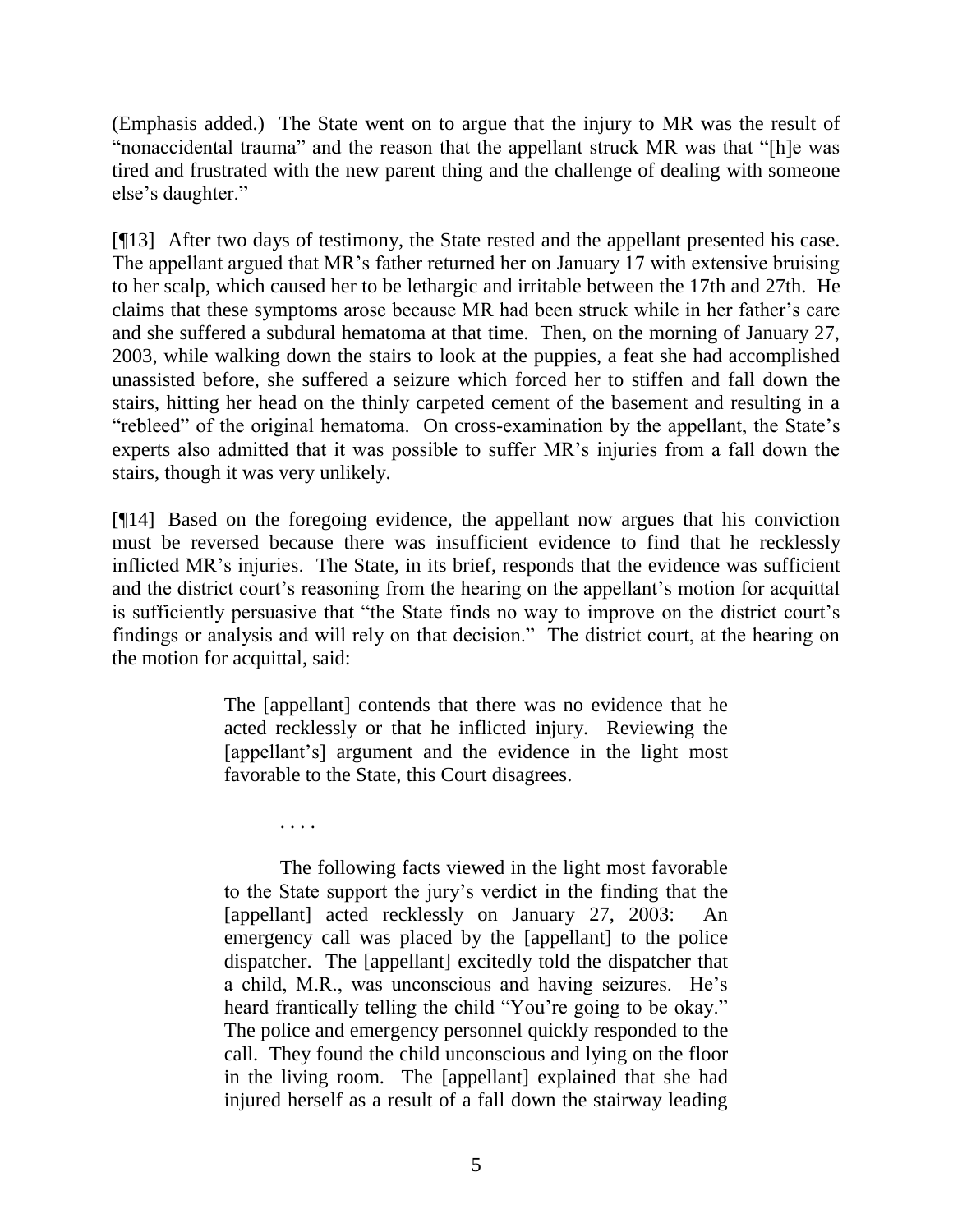(Emphasis added.) The State went on to argue that the injury to MR was the result of "nonaccidental trauma" and the reason that the appellant struck MR was that "[h]e was tired and frustrated with the new parent thing and the challenge of dealing with someone else's daughter."

[¶13] After two days of testimony, the State rested and the appellant presented his case. The appellant argued that MR's father returned her on January 17 with extensive bruising to her scalp, which caused her to be lethargic and irritable between the 17th and 27th. He claims that these symptoms arose because MR had been struck while in her father's care and she suffered a subdural hematoma at that time. Then, on the morning of January 27, 2003, while walking down the stairs to look at the puppies, a feat she had accomplished unassisted before, she suffered a seizure which forced her to stiffen and fall down the stairs, hitting her head on the thinly carpeted cement of the basement and resulting in a "rebleed" of the original hematoma. On cross-examination by the appellant, the State's experts also admitted that it was possible to suffer MR's injuries from a fall down the stairs, though it was very unlikely.

[¶14] Based on the foregoing evidence, the appellant now argues that his conviction must be reversed because there was insufficient evidence to find that he recklessly inflicted MR's injuries. The State, in its brief, responds that the evidence was sufficient and the district court's reasoning from the hearing on the appellant's motion for acquittal is sufficiently persuasive that "the State finds no way to improve on the district court's findings or analysis and will rely on that decision." The district court, at the hearing on the motion for acquittal, said:

> The [appellant] contends that there was no evidence that he acted recklessly or that he inflicted injury. Reviewing the [appellant's] argument and the evidence in the light most favorable to the State, this Court disagrees.
>
> . . . .
>
> The following facts viewed in the light most favorable to the State support the jury's verdict in the finding that the [appellant] acted recklessly on January 27, 2003: An emergency call was placed by the [appellant] to the police dispatcher. The [appellant] excitedly told the dispatcher that a child, M.R., was unconscious and having seizures. He's heard frantically telling the child "You're going to be okay." The police and emergency personnel quickly responded to the call. They found the child unconscious and lying on the floor in the living room. The [appellant] explained that she had injured herself as a result of a fall down the stairway leading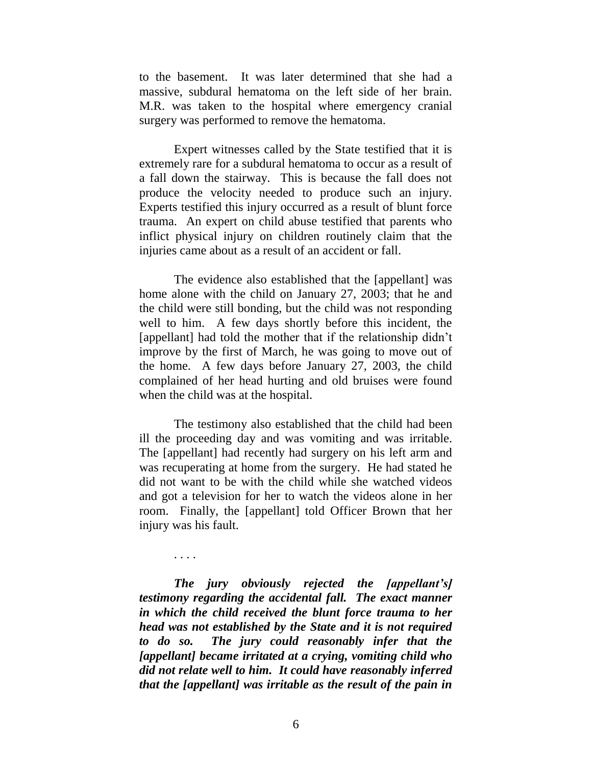to the basement. It was later determined that she had a massive, subdural hematoma on the left side of her brain. M.R. was taken to the hospital where emergency cranial surgery was performed to remove the hematoma.

Expert witnesses called by the State testified that it is extremely rare for a subdural hematoma to occur as a result of a fall down the stairway. This is because the fall does not produce the velocity needed to produce such an injury. Experts testified this injury occurred as a result of blunt force trauma. An expert on child abuse testified that parents who inflict physical injury on children routinely claim that the injuries came about as a result of an accident or fall.

The evidence also established that the [appellant] was home alone with the child on January 27, 2003; that he and the child were still bonding, but the child was not responding well to him. A few days shortly before this incident, the [appellant] had told the mother that if the relationship didn't improve by the first of March, he was going to move out of the home. A few days before January 27, 2003, the child complained of her head hurting and old bruises were found when the child was at the hospital.

The testimony also established that the child had been ill the proceeding day and was vomiting and was irritable. The [appellant] had recently had surgery on his left arm and was recuperating at home from the surgery. He had stated he did not want to be with the child while she watched videos and got a television for her to watch the videos alone in her room. Finally, the [appellant] told Officer Brown that her injury was his fault.

. . . .

***The jury obviously rejected the [appellant's] testimony regarding the accidental fall. The exact manner in which the child received the blunt force trauma to her head was not established by the State and it is not required to do so. The jury could reasonably infer that the [appellant] became irritated at a crying, vomiting child who did not relate well to him. It could have reasonably inferred that the [appellant] was irritable as the result of the pain in***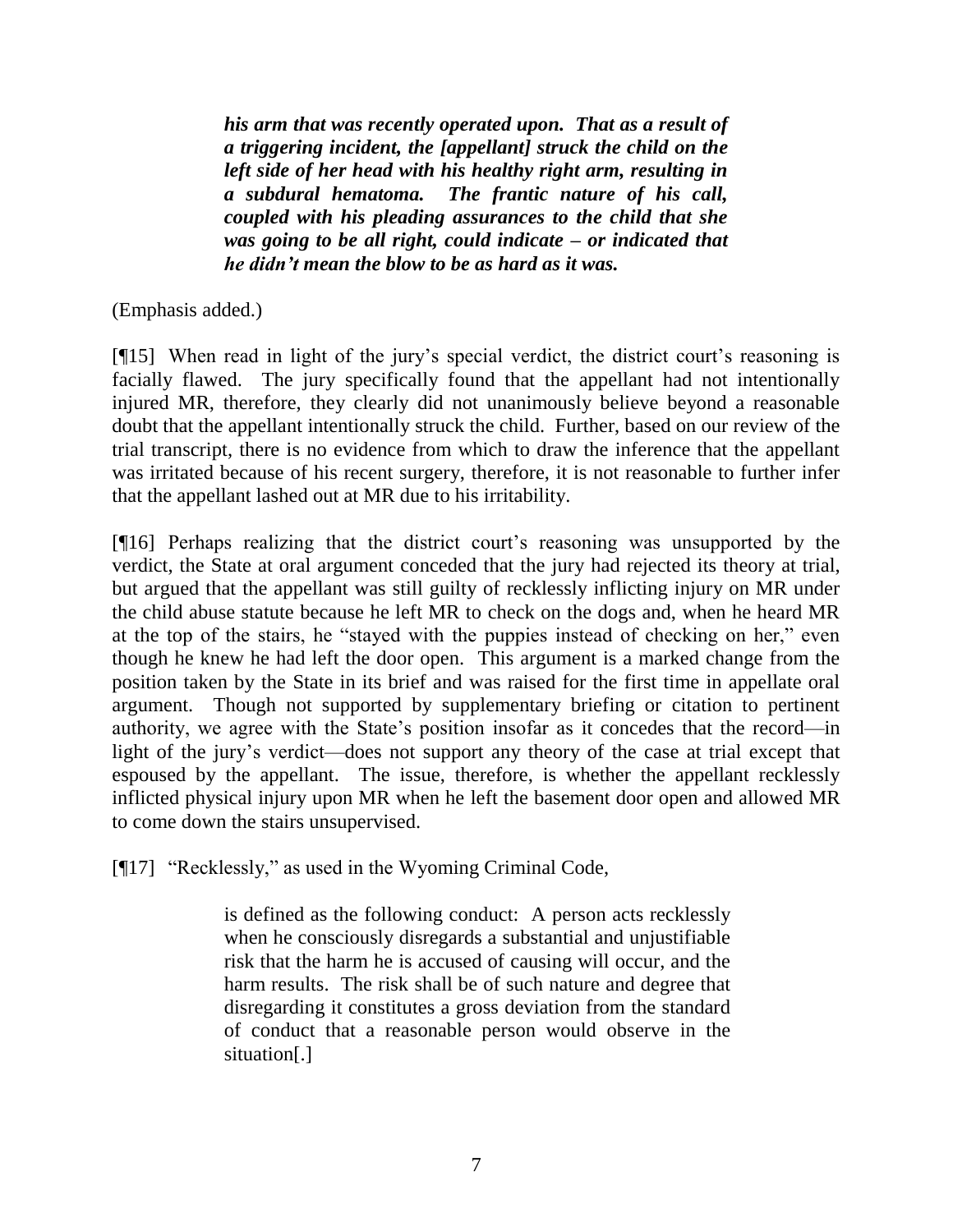> ***his arm that was recently operated upon. That as a result of a triggering incident, the [appellant] struck the child on the left side of her head with his healthy right arm, resulting in a subdural hematoma. The frantic nature of his call, coupled with his pleading assurances to the child that she was going to be all right, could indicate – or indicated that he didn't mean the blow to be as hard as it was.***

(Emphasis added.)

[¶15] When read in light of the jury's special verdict, the district court's reasoning is facially flawed. The jury specifically found that the appellant had not intentionally injured MR, therefore, they clearly did not unanimously believe beyond a reasonable doubt that the appellant intentionally struck the child. Further, based on our review of the trial transcript, there is no evidence from which to draw the inference that the appellant was irritated because of his recent surgery, therefore, it is not reasonable to further infer that the appellant lashed out at MR due to his irritability.

[¶16] Perhaps realizing that the district court's reasoning was unsupported by the verdict, the State at oral argument conceded that the jury had rejected its theory at trial, but argued that the appellant was still guilty of recklessly inflicting injury on MR under the child abuse statute because he left MR to check on the dogs and, when he heard MR at the top of the stairs, he "stayed with the puppies instead of checking on her," even though he knew he had left the door open. This argument is a marked change from the position taken by the State in its brief and was raised for the first time in appellate oral argument. Though not supported by supplementary briefing or citation to pertinent authority, we agree with the State's position insofar as it concedes that the record—in light of the jury's verdict—does not support any theory of the case at trial except that espoused by the appellant. The issue, therefore, is whether the appellant recklessly inflicted physical injury upon MR when he left the basement door open and allowed MR to come down the stairs unsupervised.

[¶17] "Recklessly," as used in the Wyoming Criminal Code,

> is defined as the following conduct: A person acts recklessly when he consciously disregards a substantial and unjustifiable risk that the harm he is accused of causing will occur, and the harm results. The risk shall be of such nature and degree that disregarding it constitutes a gross deviation from the standard of conduct that a reasonable person would observe in the situation[.]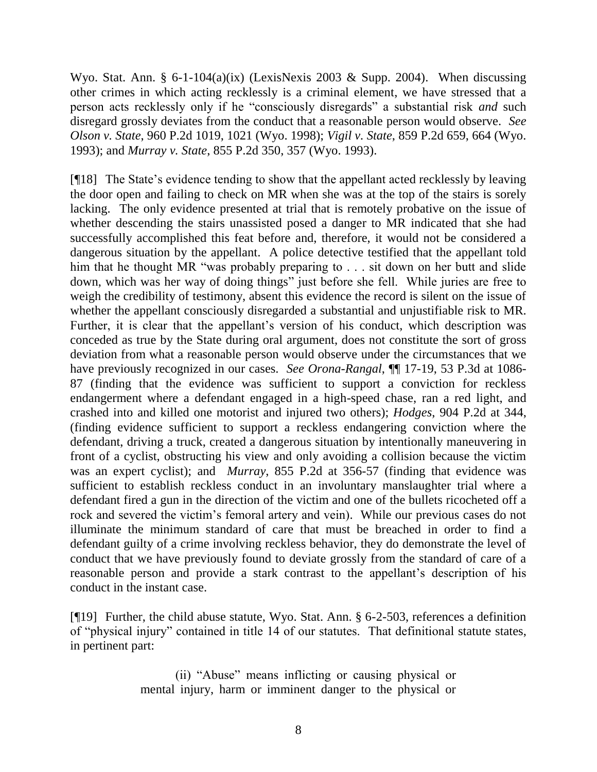Wyo. Stat. Ann. § 6-1-104(a)(ix) (LexisNexis 2003 & Supp. 2004). When discussing other crimes in which acting recklessly is a criminal element, we have stressed that a person acts recklessly only if he "consciously disregards" a substantial risk *and* such disregard grossly deviates from the conduct that a reasonable person would observe. *See Olson v. State*, 960 P.2d 1019, 1021 (Wyo. 1998); *Vigil v. State*, 859 P.2d 659, 664 (Wyo. 1993); and *Murray v. State*, 855 P.2d 350, 357 (Wyo. 1993).

[¶18] The State's evidence tending to show that the appellant acted recklessly by leaving the door open and failing to check on MR when she was at the top of the stairs is sorely lacking. The only evidence presented at trial that is remotely probative on the issue of whether descending the stairs unassisted posed a danger to MR indicated that she had successfully accomplished this feat before and, therefore, it would not be considered a dangerous situation by the appellant. A police detective testified that the appellant told him that he thought MR "was probably preparing to . . . sit down on her butt and slide down, which was her way of doing things" just before she fell. While juries are free to weigh the credibility of testimony, absent this evidence the record is silent on the issue of whether the appellant consciously disregarded a substantial and unjustifiable risk to MR. Further, it is clear that the appellant's version of his conduct, which description was conceded as true by the State during oral argument, does not constitute the sort of gross deviation from what a reasonable person would observe under the circumstances that we have previously recognized in our cases. *See Orona-Rangal*, ¶¶ 17-19, 53 P.3d at 1086-87 (finding that the evidence was sufficient to support a conviction for reckless endangerment where a defendant engaged in a high-speed chase, ran a red light, and crashed into and killed one motorist and injured two others); *Hodges*, 904 P.2d at 344, (finding evidence sufficient to support a reckless endangering conviction where the defendant, driving a truck, created a dangerous situation by intentionally maneuvering in front of a cyclist, obstructing his view and only avoiding a collision because the victim was an expert cyclist); and *Murray*, 855 P.2d at 356-57 (finding that evidence was sufficient to establish reckless conduct in an involuntary manslaughter trial where a defendant fired a gun in the direction of the victim and one of the bullets ricocheted off a rock and severed the victim's femoral artery and vein). While our previous cases do not illuminate the minimum standard of care that must be breached in order to find a defendant guilty of a crime involving reckless behavior, they do demonstrate the level of conduct that we have previously found to deviate grossly from the standard of care of a reasonable person and provide a stark contrast to the appellant's description of his conduct in the instant case.

[¶19] Further, the child abuse statute, Wyo. Stat. Ann. § 6-2-503, references a definition of "physical injury" contained in title 14 of our statutes. That definitional statute states, in pertinent part:

> (ii) "Abuse" means inflicting or causing physical or mental injury, harm or imminent danger to the physical or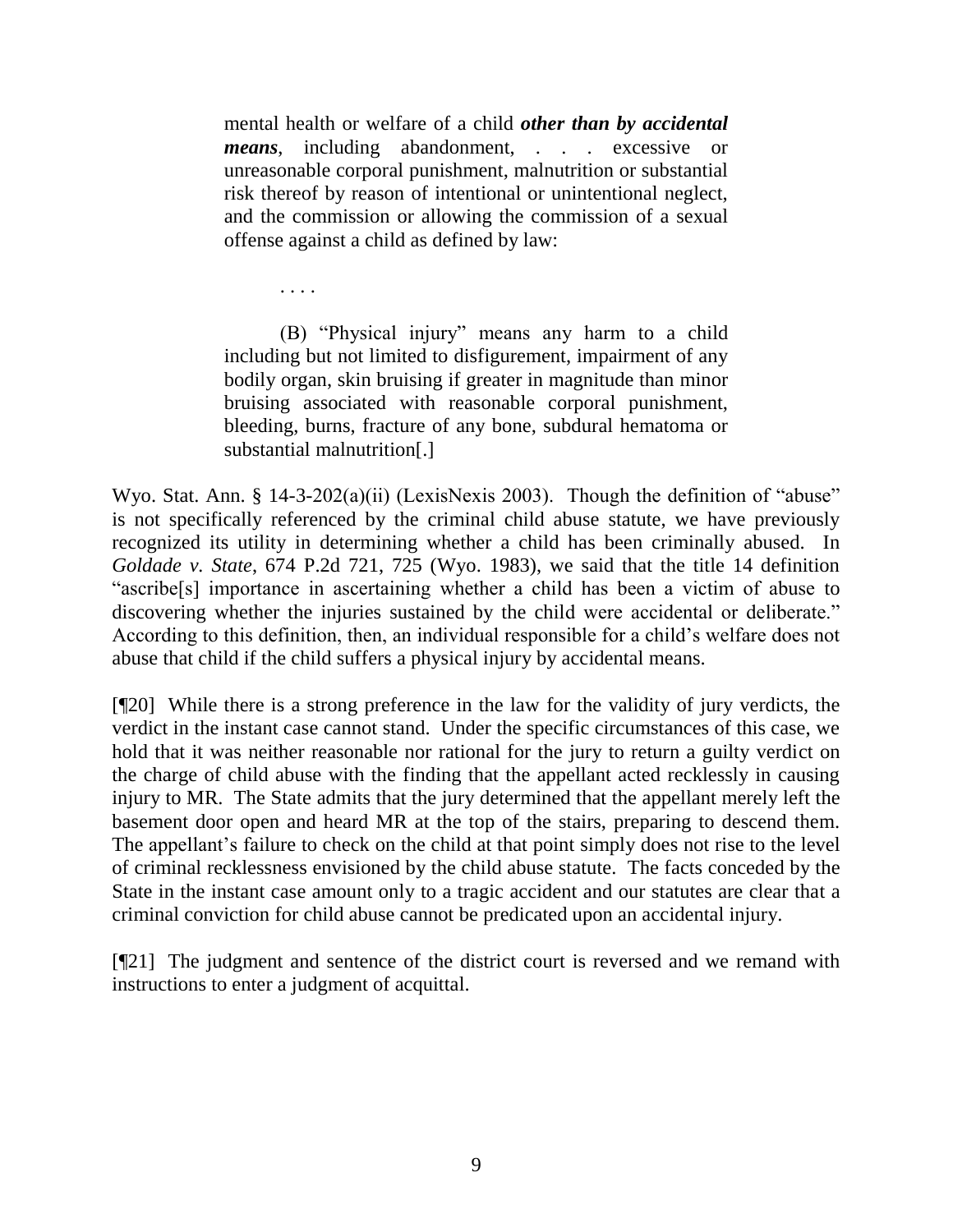> mental health or welfare of a child ***other than by accidental means***, including abandonment, . . . excessive or unreasonable corporal punishment, malnutrition or substantial risk thereof by reason of intentional or unintentional neglect, and the commission or allowing the commission of a sexual offense against a child as defined by law:
>
> . . . .
>
> (B) "Physical injury" means any harm to a child including but not limited to disfigurement, impairment of any bodily organ, skin bruising if greater in magnitude than minor bruising associated with reasonable corporal punishment, bleeding, burns, fracture of any bone, subdural hematoma or substantial malnutrition[.]

Wyo. Stat. Ann. § 14-3-202(a)(ii) (LexisNexis 2003). Though the definition of "abuse" is not specifically referenced by the criminal child abuse statute, we have previously recognized its utility in determining whether a child has been criminally abused. In *Goldade v. State*, 674 P.2d 721, 725 (Wyo. 1983), we said that the title 14 definition "ascribe[s] importance in ascertaining whether a child has been a victim of abuse to discovering whether the injuries sustained by the child were accidental or deliberate." According to this definition, then, an individual responsible for a child's welfare does not abuse that child if the child suffers a physical injury by accidental means.

[¶20] While there is a strong preference in the law for the validity of jury verdicts, the verdict in the instant case cannot stand. Under the specific circumstances of this case, we hold that it was neither reasonable nor rational for the jury to return a guilty verdict on the charge of child abuse with the finding that the appellant acted recklessly in causing injury to MR. The State admits that the jury determined that the appellant merely left the basement door open and heard MR at the top of the stairs, preparing to descend them. The appellant's failure to check on the child at that point simply does not rise to the level of criminal recklessness envisioned by the child abuse statute. The facts conceded by the State in the instant case amount only to a tragic accident and our statutes are clear that a criminal conviction for child abuse cannot be predicated upon an accidental injury.

[¶21] The judgment and sentence of the district court is reversed and we remand with instructions to enter a judgment of acquittal.